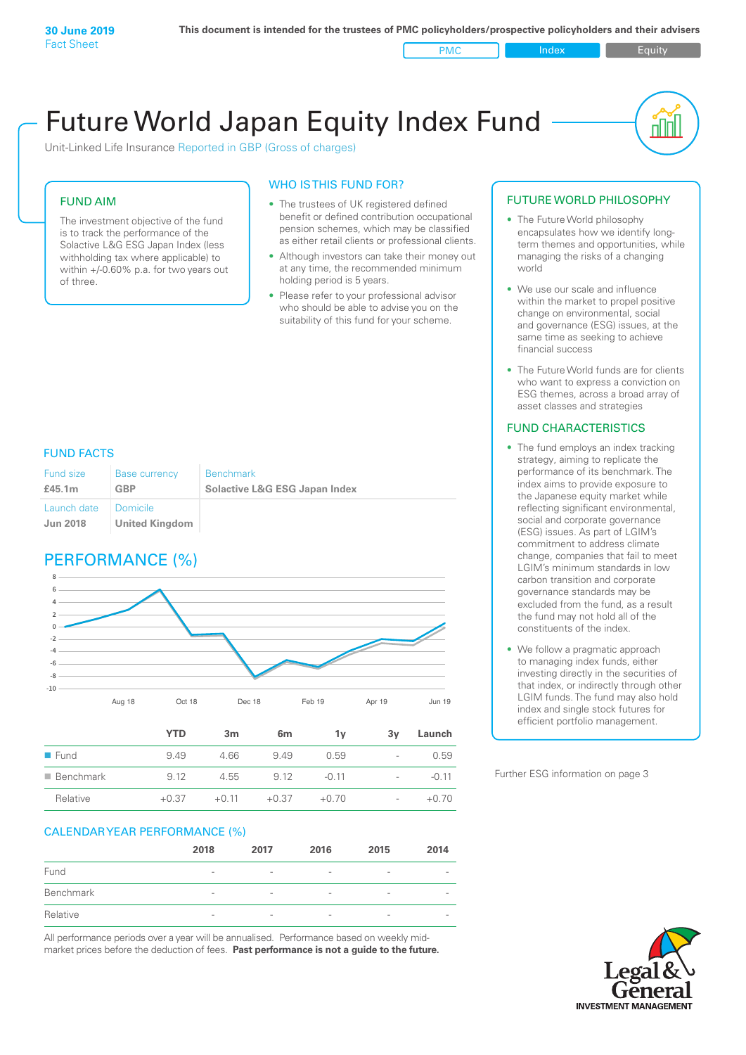**30 June 2019**
Fact Sheet

**This document is intended for the trustees of PMC policyholders/prospective policyholders and their advisers**

PMC | Index | Equity

# Future World Japan Equity Index Fund

Unit-Linked Life Insurance Reported in GBP (Gross of charges)

## FUND AIM

The investment objective of the fund is to track the performance of the Solactive L&G ESG Japan Index (less withholding tax where applicable) to within +/-0.60% p.a. for two years out of three.

## WHO IS THIS FUND FOR?

- The trustees of UK registered defined benefit or defined contribution occupational pension schemes, which may be classified as either retail clients or professional clients.
- Although investors can take their money out at any time, the recommended minimum holding period is 5 years.
- Please refer to your professional advisor who should be able to advise you on the suitability of this fund for your scheme.

## FUND FACTS

| Fund size | Base currency | Benchmark |
|---|---|---|
| **£45.1m** | **GBP** | **Solactive L&G ESG Japan Index** |
| Launch date | Domicile | |
| **Jun 2018** | **United Kingdom** | |

## PERFORMANCE (%)

|  | YTD | 3m | 6m | 1y | 3y | Launch |
|---|---|---|---|---|---|---|
| Fund | 9.49 | 4.66 | 9.49 | 0.59 | - | 0.59 |
| Benchmark | 9.12 | 4.55 | 9.12 | -0.11 | - | -0.11 |
| Relative | +0.37 | +0.11 | +0.37 | +0.70 | - | +0.70 |

## CALENDAR YEAR PERFORMANCE (%)

|  | 2018 | 2017 | 2016 | 2015 | 2014 |
|---|---|---|---|---|---|
| Fund | - | - | - | - | - |
| Benchmark | - | - | - | - | - |
| Relative | - | - | - | - | - |

All performance periods over a year will be annualised. Performance based on weekly mid-market prices before the deduction of fees. **Past performance is not a guide to the future.**

## FUTURE WORLD PHILOSOPHY

- The Future World philosophy encapsulates how we identify long-term themes and opportunities, while managing the risks of a changing world
- We use our scale and influence within the market to propel positive change on environmental, social and governance (ESG) issues, at the same time as seeking to achieve financial success
- The Future World funds are for clients who want to express a conviction on ESG themes, across a broad array of asset classes and strategies

## FUND CHARACTERISTICS

- The fund employs an index tracking strategy, aiming to replicate the performance of its benchmark. The index aims to provide exposure to the Japanese equity market while reflecting significant environmental, social and corporate governance (ESG) issues. As part of LGIM's commitment to address climate change, companies that fail to meet LGIM's minimum standards in low carbon transition and corporate governance standards may be excluded from the fund, as a result the fund may not hold all of the constituents of the index.
- We follow a pragmatic approach to managing index funds, either investing directly in the securities of that index, or indirectly through other LGIM funds. The fund may also hold index and single stock futures for efficient portfolio management.

Further ESG information on page 3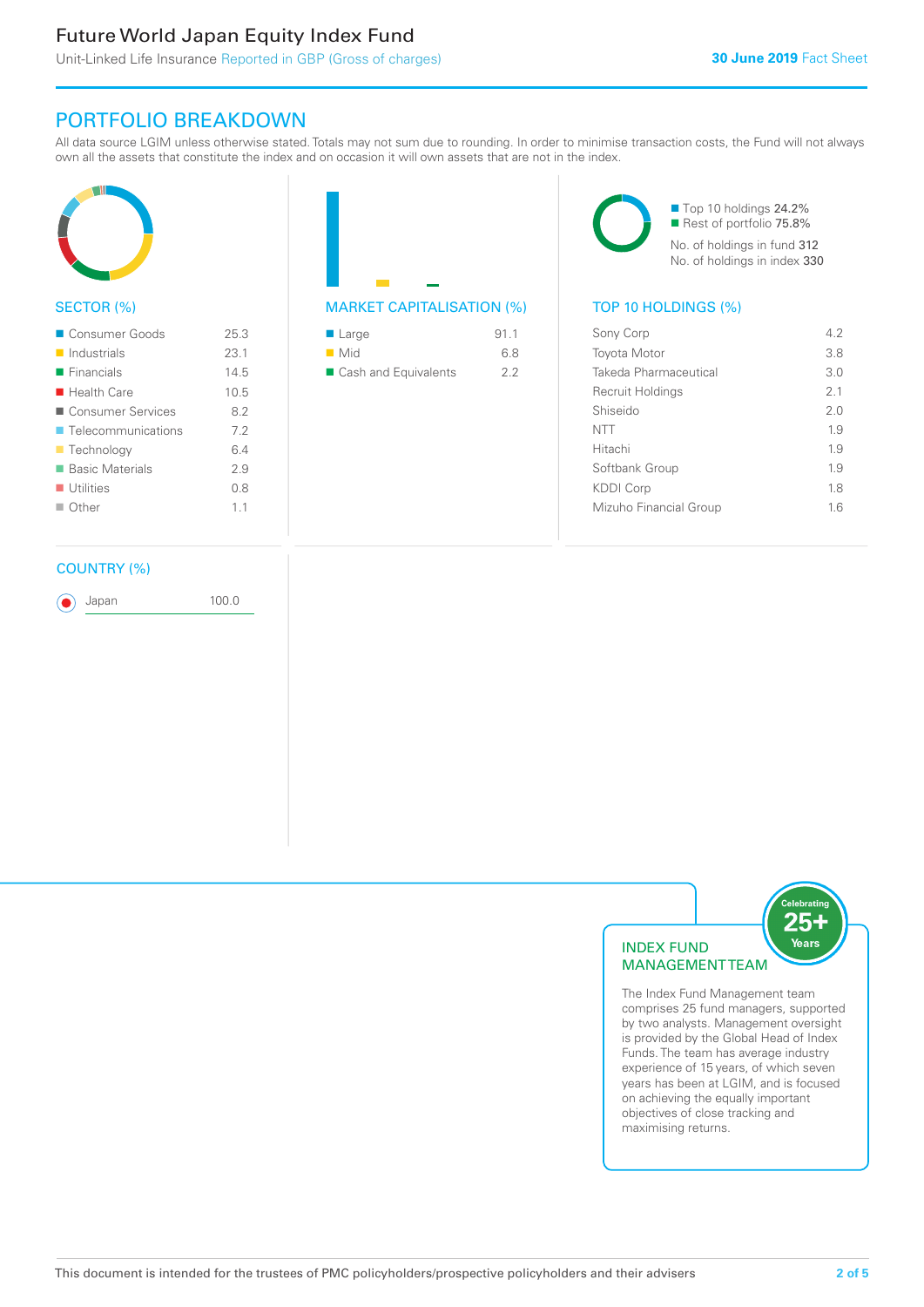# PORTFOLIO BREAKDOWN

All data source LGIM unless otherwise stated. Totals may not sum due to rounding. In order to minimise transaction costs, the Fund will not always own all the assets that constitute the index and on occasion it will own assets that are not in the index.

## SECTOR (%)

| Sector | % |
|---|---|
| Consumer Goods | 25.3 |
| Industrials | 23.1 |
| Financials | 14.5 |
| Health Care | 10.5 |
| Consumer Services | 8.2 |
| Telecommunications | 7.2 |
| Technology | 6.4 |
| Basic Materials | 2.9 |
| Utilities | 0.8 |
| Other | 1.1 |

## MARKET CAPITALISATION (%)

| Market Capitalisation | % |
|---|---|
| Large | 91.1 |
| Mid | 6.8 |
| Cash and Equivalents | 2.2 |

Top 10 holdings 24.2%
Rest of portfolio 75.8%
No. of holdings in fund 312
No. of holdings in index 330

## TOP 10 HOLDINGS (%)

| Holding | % |
|---|---|
| Sony Corp | 4.2 |
| Toyota Motor | 3.8 |
| Takeda Pharmaceutical | 3.0 |
| Recruit Holdings | 2.1 |
| Shiseido | 2.0 |
| NTT | 1.9 |
| Hitachi | 1.9 |
| Softbank Group | 1.9 |
| KDDI Corp | 1.8 |
| Mizuho Financial Group | 1.6 |

## COUNTRY (%)

| Country | % |
|---|---|
| Japan | 100.0 |

## INDEX FUND MANAGEMENT TEAM

Celebrating 25+ Years

The Index Fund Management team comprises 25 fund managers, supported by two analysts. Management oversight is provided by the Global Head of Index Funds. The team has average industry experience of 15 years, of which seven years has been at LGIM, and is focused on achieving the equally important objectives of close tracking and maximising returns.

This document is intended for the trustees of PMC policyholders/prospective policyholders and their advisers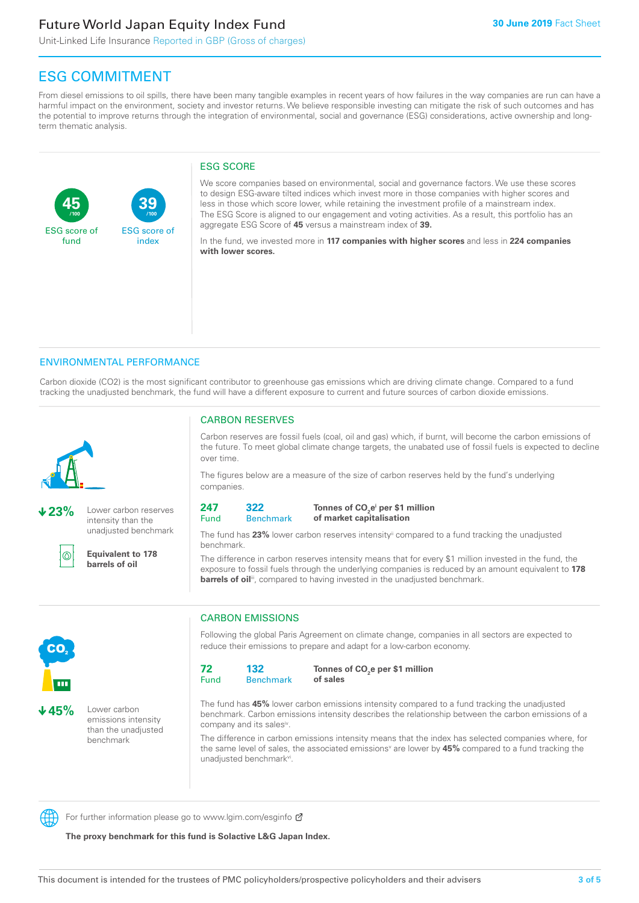# Future World Japan Equity Index Fund

Unit-Linked Life Insurance Reported in GBP (Gross of charges)

30 June 2019 Fact Sheet

## ESG COMMITMENT

From diesel emissions to oil spills, there have been many tangible examples in recent years of how failures in the way companies are run can have a harmful impact on the environment, society and investor returns. We believe responsible investing can mitigate the risk of such outcomes and has the potential to improve returns through the integration of environmental, social and governance (ESG) considerations, active ownership and long-term thematic analysis.

**45** /100 ESG score of fund

**39** /100 ESG score of index

### ESG SCORE

We score companies based on environmental, social and governance factors. We use these scores to design ESG-aware tilted indices which invest more in those companies with higher scores and less in those which score lower, while retaining the investment profile of a mainstream index. The ESG Score is aligned to our engagement and voting activities. As a result, this portfolio has an aggregate ESG Score of **45** versus a mainstream index of **39.**

In the fund, we invested more in **117 companies with higher scores** and less in **224 companies with lower scores.**

## ENVIRONMENTAL PERFORMANCE

Carbon dioxide (CO2) is the most significant contributor to greenhouse gas emissions which are driving climate change. Compared to a fund tracking the unadjusted benchmark, the fund will have a different exposure to current and future sources of carbon dioxide emissions.

**↓23%** Lower carbon reserves intensity than the unadjusted benchmark

**Equivalent to 178 barrels of oil**

### CARBON RESERVES

Carbon reserves are fossil fuels (coal, oil and gas) which, if burnt, will become the carbon emissions of the future. To meet global climate change targets, the unabated use of fossil fuels is expected to decline over time.

The figures below are a measure of the size of carbon reserves held by the fund's underlying companies.

| 247 Fund | 322 Benchmark | Tonnes of $CO_2e$[i] per $1 million of market capitalisation |
|---|---|---|

The fund has **23%** lower carbon reserves intensity[ii] compared to a fund tracking the unadjusted benchmark.

The difference in carbon reserves intensity means that for every $1 million invested in the fund, the exposure to fossil fuels through the underlying companies is reduced by an amount equivalent to **178 barrels of oil**[iii], compared to having invested in the unadjusted benchmark.

**↓45%** Lower carbon emissions intensity than the unadjusted benchmark

### CARBON EMISSIONS

Following the global Paris Agreement on climate change, companies in all sectors are expected to reduce their emissions to prepare and adapt for a low-carbon economy.

| 72 Fund | 132 Benchmark | Tonnes of $CO_2e$ per $1 million of sales |
|---|---|---|

The fund has **45%** lower carbon emissions intensity compared to a fund tracking the unadjusted benchmark. Carbon emissions intensity describes the relationship between the carbon emissions of a company and its sales[iv].

The difference in carbon emissions intensity means that the index has selected companies where, for the same level of sales, the associated emissions[v] are lower by **45%** compared to a fund tracking the unadjusted benchmark[vi].

For further information please go to www.lgim.com/esginfo

**The proxy benchmark for this fund is Solactive L&G Japan Index.**

This document is intended for the trustees of PMC policyholders/prospective policyholders and their advisers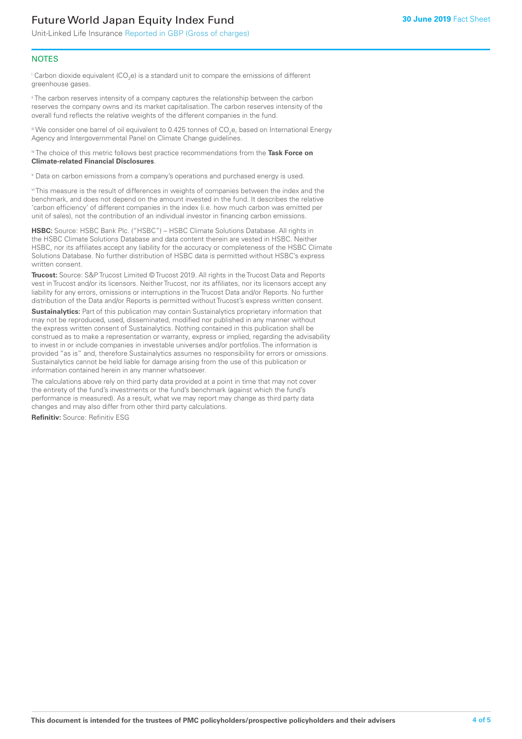## NOTES

[i] Carbon dioxide equivalent ($CO_2e$) is a standard unit to compare the emissions of different greenhouse gases.

[ii] The carbon reserves intensity of a company captures the relationship between the carbon reserves the company owns and its market capitalisation. The carbon reserves intensity of the overall fund reflects the relative weights of the different companies in the fund.

[iii] We consider one barrel of oil equivalent to 0.425 tonnes of $CO_2e$, based on International Energy Agency and Intergovernmental Panel on Climate Change guidelines.

[iv] The choice of this metric follows best practice recommendations from the **Task Force on Climate-related Financial Disclosures**.

[v] Data on carbon emissions from a company's operations and purchased energy is used.

[vi] This measure is the result of differences in weights of companies between the index and the benchmark, and does not depend on the amount invested in the fund. It describes the relative 'carbon efficiency' of different companies in the index (i.e. how much carbon was emitted per unit of sales), not the contribution of an individual investor in financing carbon emissions.

**HSBC:** Source: HSBC Bank Plc. ("HSBC") – HSBC Climate Solutions Database. All rights in the HSBC Climate Solutions Database and data content therein are vested in HSBC. Neither HSBC, nor its affiliates accept any liability for the accuracy or completeness of the HSBC Climate Solutions Database. No further distribution of HSBC data is permitted without HSBC's express written consent.

**Trucost:** Source: S&P Trucost Limited © Trucost 2019. All rights in the Trucost Data and Reports vest in Trucost and/or its licensors. Neither Trucost, nor its affiliates, nor its licensors accept any liability for any errors, omissions or interruptions in the Trucost Data and/or Reports. No further distribution of the Data and/or Reports is permitted without Trucost's express written consent.

**Sustainalytics:** Part of this publication may contain Sustainalytics proprietary information that may not be reproduced, used, disseminated, modified nor published in any manner without the express written consent of Sustainalytics. Nothing contained in this publication shall be construed as to make a representation or warranty, express or implied, regarding the advisability to invest in or include companies in investable universes and/or portfolios. The information is provided "as is" and, therefore Sustainalytics assumes no responsibility for errors or omissions. Sustainalytics cannot be held liable for damage arising from the use of this publication or information contained herein in any manner whatsoever.

The calculations above rely on third party data provided at a point in time that may not cover the entirety of the fund's investments or the fund's benchmark (against which the fund's performance is measured). As a result, what we may report may change as third party data changes and may also differ from other third party calculations.

**Refinitiv:** Source: Refinitiv ESG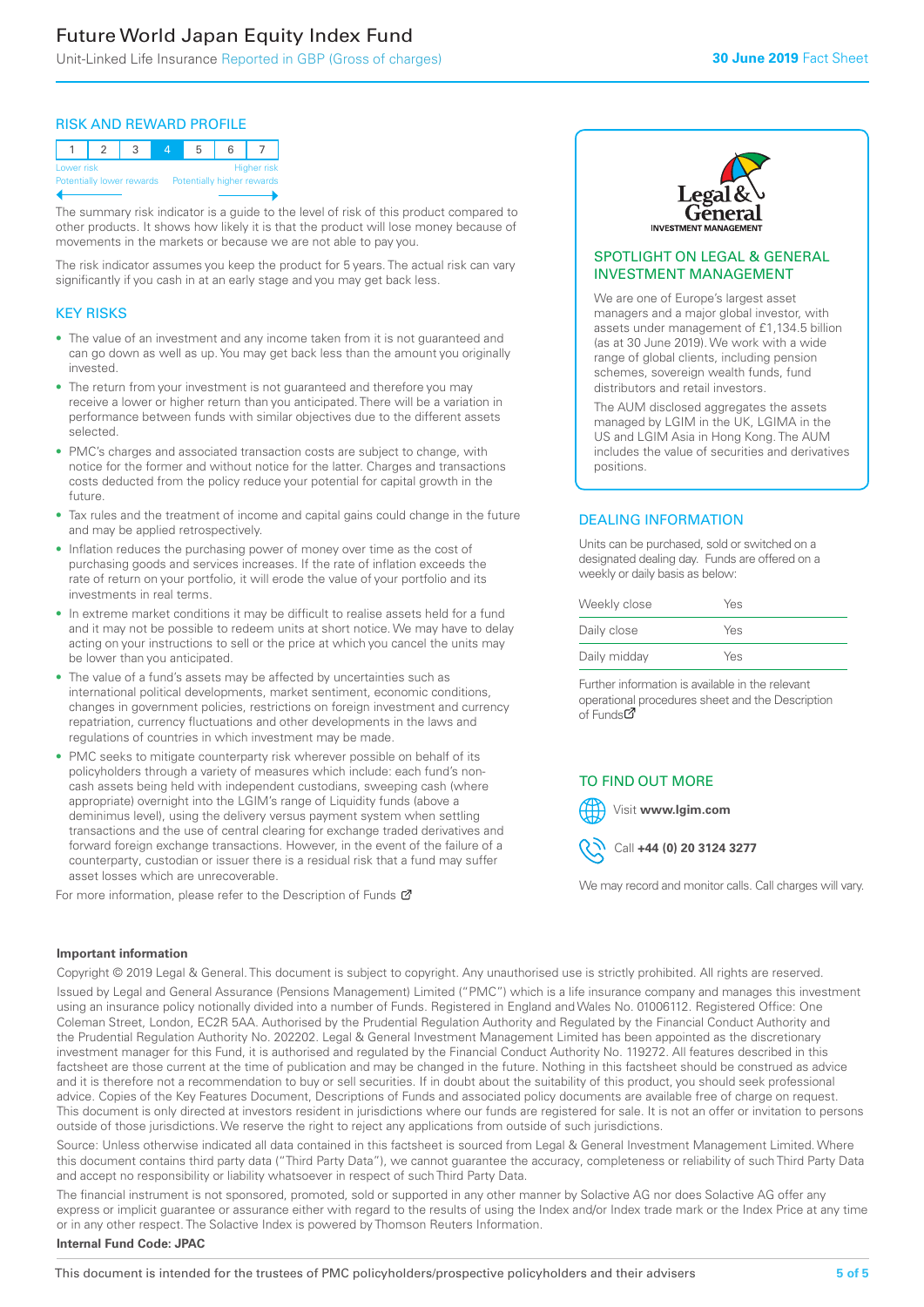# Future World Japan Equity Index Fund

Unit-Linked Life Insurance Reported in GBP (Gross of charges)

**30 June 2019** Fact Sheet

## RISK AND REWARD PROFILE

| 1 | 2 | 3 | 4 | 5 | 6 | 7 |
|---|---|---|---|---|---|---|

Lower risk — Higher risk

Potentially lower rewards — Potentially higher rewards

The summary risk indicator is a guide to the level of risk of this product compared to other products. It shows how likely it is that the product will lose money because of movements in the markets or because we are not able to pay you.

The risk indicator assumes you keep the product for 5 years. The actual risk can vary significantly if you cash in at an early stage and you may get back less.

## KEY RISKS

- The value of an investment and any income taken from it is not guaranteed and can go down as well as up. You may get back less than the amount you originally invested.
- The return from your investment is not guaranteed and therefore you may receive a lower or higher return than you anticipated. There will be a variation in performance between funds with similar objectives due to the different assets selected.
- PMC's charges and associated transaction costs are subject to change, with notice for the former and without notice for the latter. Charges and transactions costs deducted from the policy reduce your potential for capital growth in the future.
- Tax rules and the treatment of income and capital gains could change in the future and may be applied retrospectively.
- Inflation reduces the purchasing power of money over time as the cost of purchasing goods and services increases. If the rate of inflation exceeds the rate of return on your portfolio, it will erode the value of your portfolio and its investments in real terms.
- In extreme market conditions it may be difficult to realise assets held for a fund and it may not be possible to redeem units at short notice. We may have to delay acting on your instructions to sell or the price at which you cancel the units may be lower than you anticipated.
- The value of a fund's assets may be affected by uncertainties such as international political developments, market sentiment, economic conditions, changes in government policies, restrictions on foreign investment and currency repatriation, currency fluctuations and other developments in the laws and regulations of countries in which investment may be made.
- PMC seeks to mitigate counterparty risk wherever possible on behalf of its policyholders through a variety of measures which include: each fund's non-cash assets being held with independent custodians, sweeping cash (where appropriate) overnight into the LGIM's range of Liquidity funds (above a deminimus level), using the delivery versus payment system when settling transactions and the use of central clearing for exchange traded derivatives and forward foreign exchange transactions. However, in the event of the failure of a counterparty, custodian or issuer there is a residual risk that a fund may suffer asset losses which are unrecoverable.

For more information, please refer to the Description of Funds

## SPOTLIGHT ON LEGAL & GENERAL INVESTMENT MANAGEMENT

We are one of Europe's largest asset managers and a major global investor, with assets under management of £1,134.5 billion (as at 30 June 2019). We work with a wide range of global clients, including pension schemes, sovereign wealth funds, fund distributors and retail investors.

The AUM disclosed aggregates the assets managed by LGIM in the UK, LGIMA in the US and LGIM Asia in Hong Kong. The AUM includes the value of securities and derivatives positions.

## DEALING INFORMATION

Units can be purchased, sold or switched on a designated dealing day. Funds are offered on a weekly or daily basis as below:

| | |
|---|---|
| Weekly close | Yes |
| Daily close | Yes |
| Daily midday | Yes |

Further information is available in the relevant operational procedures sheet and the Description of Funds

## TO FIND OUT MORE

Visit **www.lgim.com**

Call **+44 (0) 20 3124 3277**

We may record and monitor calls. Call charges will vary.

**Important information**

Copyright © 2019 Legal & General. This document is subject to copyright. Any unauthorised use is strictly prohibited. All rights are reserved.

Issued by Legal and General Assurance (Pensions Management) Limited ("PMC") which is a life insurance company and manages this investment using an insurance policy notionally divided into a number of Funds. Registered in England and Wales No. 01006112. Registered Office: One Coleman Street, London, EC2R 5AA. Authorised by the Prudential Regulation Authority and Regulated by the Financial Conduct Authority and the Prudential Regulation Authority No. 202202. Legal & General Investment Management Limited has been appointed as the discretionary investment manager for this Fund, it is authorised and regulated by the Financial Conduct Authority No. 119272. All features described in this factsheet are those current at the time of publication and may be changed in the future. Nothing in this factsheet should be construed as advice and it is therefore not a recommendation to buy or sell securities. If in doubt about the suitability of this product, you should seek professional advice. Copies of the Key Features Document, Descriptions of Funds and associated policy documents are available free of charge on request. This document is only directed at investors resident in jurisdictions where our funds are registered for sale. It is not an offer or invitation to persons outside of those jurisdictions. We reserve the right to reject any applications from outside of such jurisdictions.

Source: Unless otherwise indicated all data contained in this factsheet is sourced from Legal & General Investment Management Limited. Where this document contains third party data ("Third Party Data"), we cannot guarantee the accuracy, completeness or reliability of such Third Party Data and accept no responsibility or liability whatsoever in respect of such Third Party Data.

The financial instrument is not sponsored, promoted, sold or supported in any other manner by Solactive AG nor does Solactive AG offer any express or implicit guarantee or assurance either with regard to the results of using the Index and/or Index trade mark or the Index Price at any time or in any other respect. The Solactive Index is powered by Thomson Reuters Information.

**Internal Fund Code: JPAC**

This document is intended for the trustees of PMC policyholders/prospective policyholders and their advisers